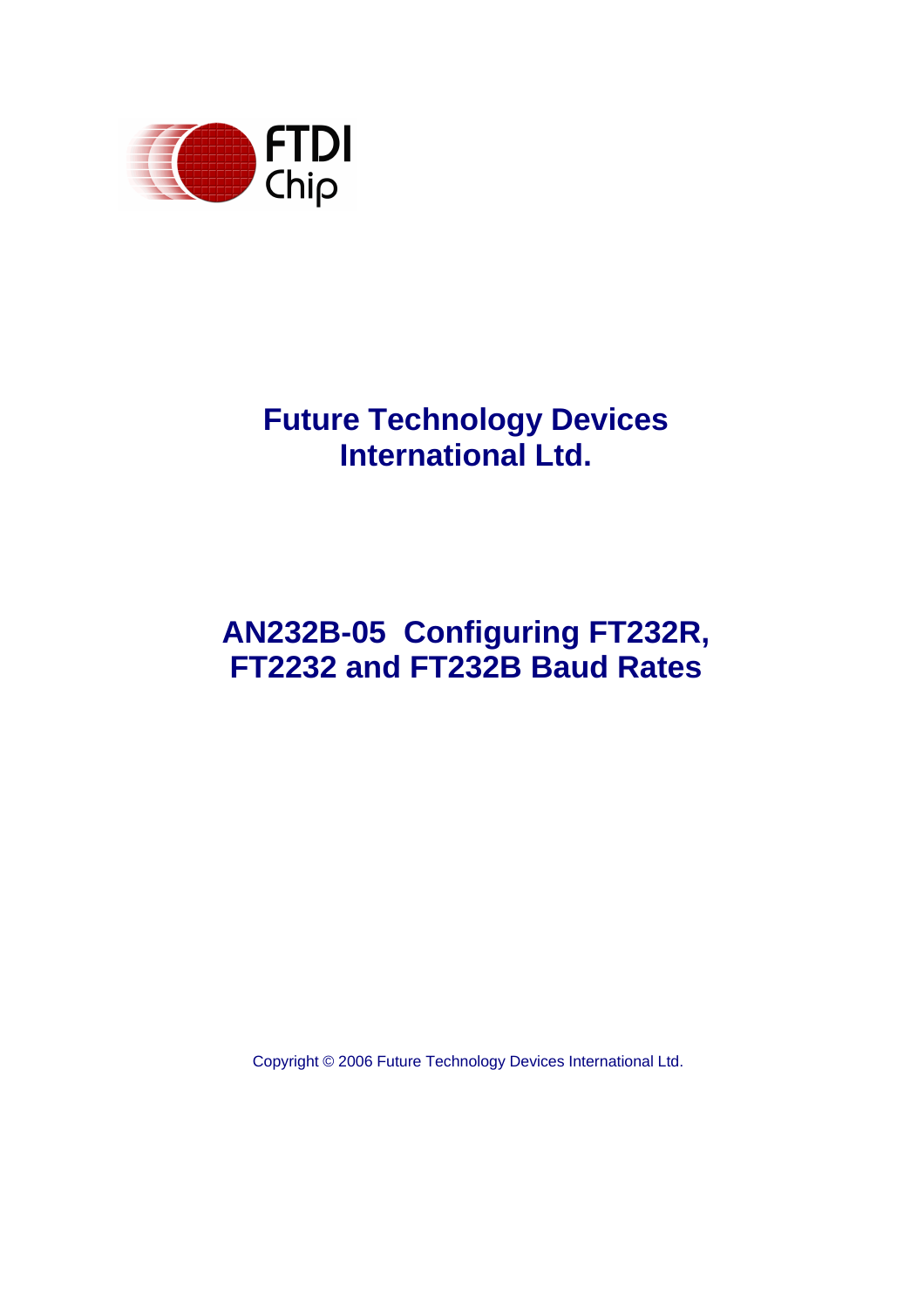# Future Technology Devices International Ltd.

# AN232B-05 Configuring FT232R, FT2232 and FT232B Baud Rates

Copyright © 2006 Future Technology Devices International Ltd.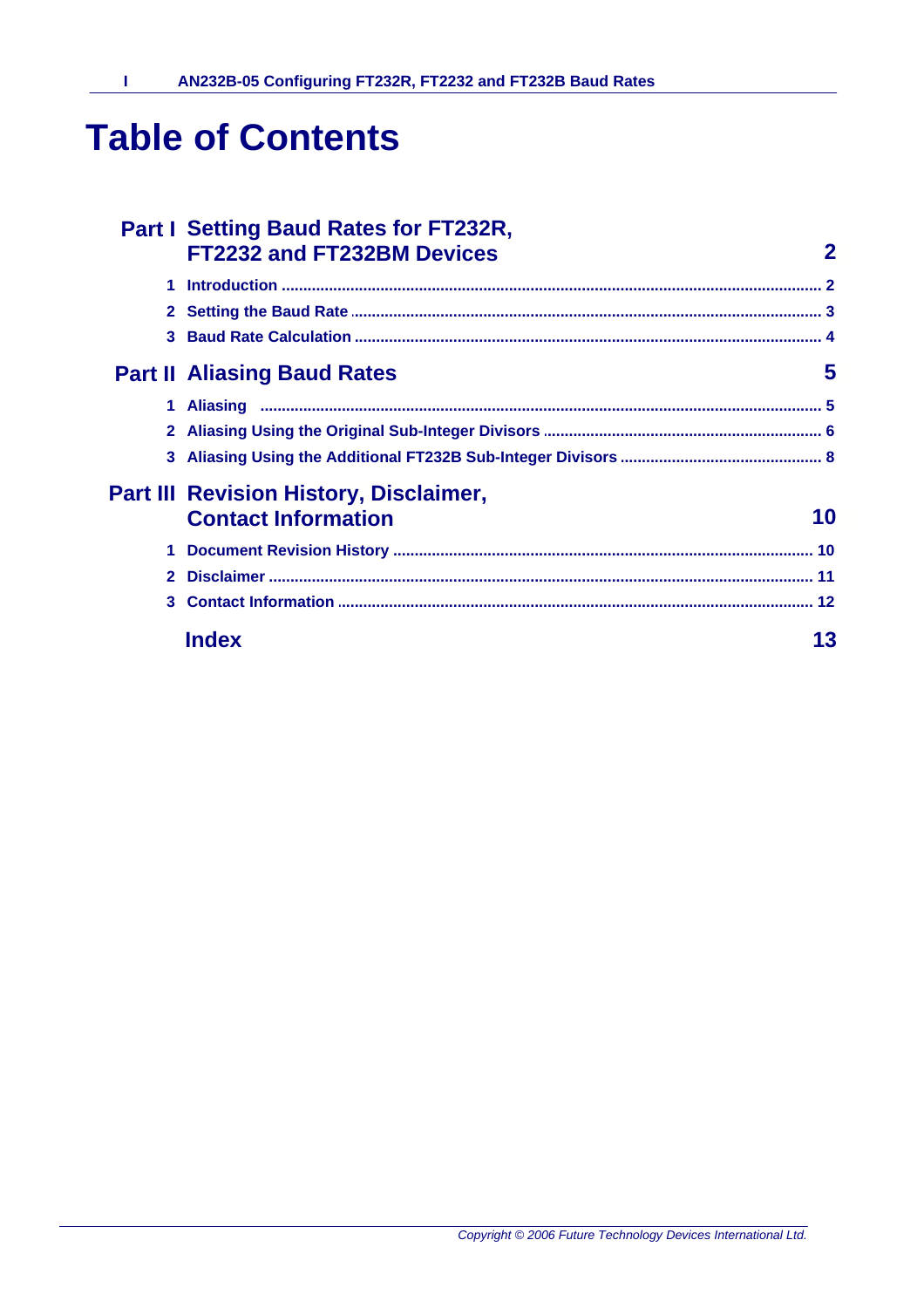# Table of Contents

**Part I Setting Baud Rates for FT232R, FT2232 and FT232BM Devices** — 2

1. Introduction — 2
2. Setting the Baud Rate — 3
3. Baud Rate Calculation — 4

**Part II Aliasing Baud Rates** — 5

1. Aliasing — 5
2. Aliasing Using the Original Sub-Integer Divisors — 6
3. Aliasing Using the Additional FT232B Sub-Integer Divisors — 8

**Part III Revision History, Disclaimer, Contact Information** — 10

1. Document Revision History — 10
2. Disclaimer — 11
3. Contact Information — 12

**Index** — 13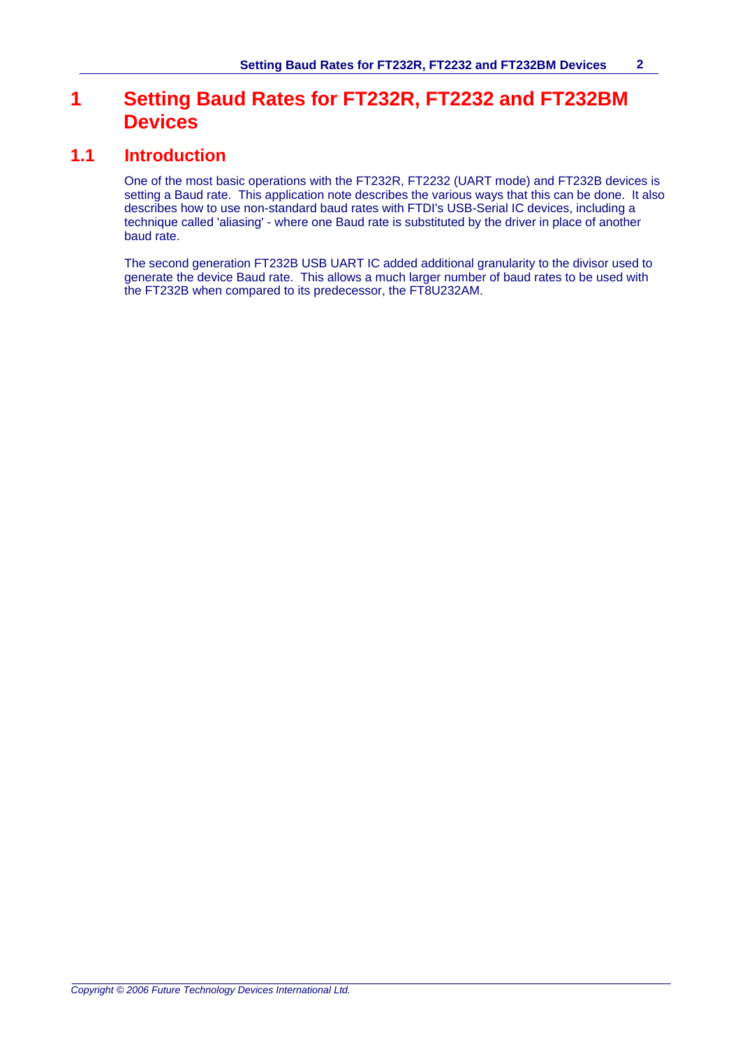# 1 Setting Baud Rates for FT232R, FT2232 and FT232BM Devices

## 1.1 Introduction

One of the most basic operations with the FT232R, FT2232 (UART mode) and FT232B devices is setting a Baud rate. This application note describes the various ways that this can be done. It also describes how to use non-standard baud rates with FTDI's USB-Serial IC devices, including a technique called 'aliasing' - where one Baud rate is substituted by the driver in place of another baud rate.

The second generation FT232B USB UART IC added additional granularity to the divisor used to generate the device Baud rate. This allows a much larger number of baud rates to be used with the FT232B when compared to its predecessor, the FT8U232AM.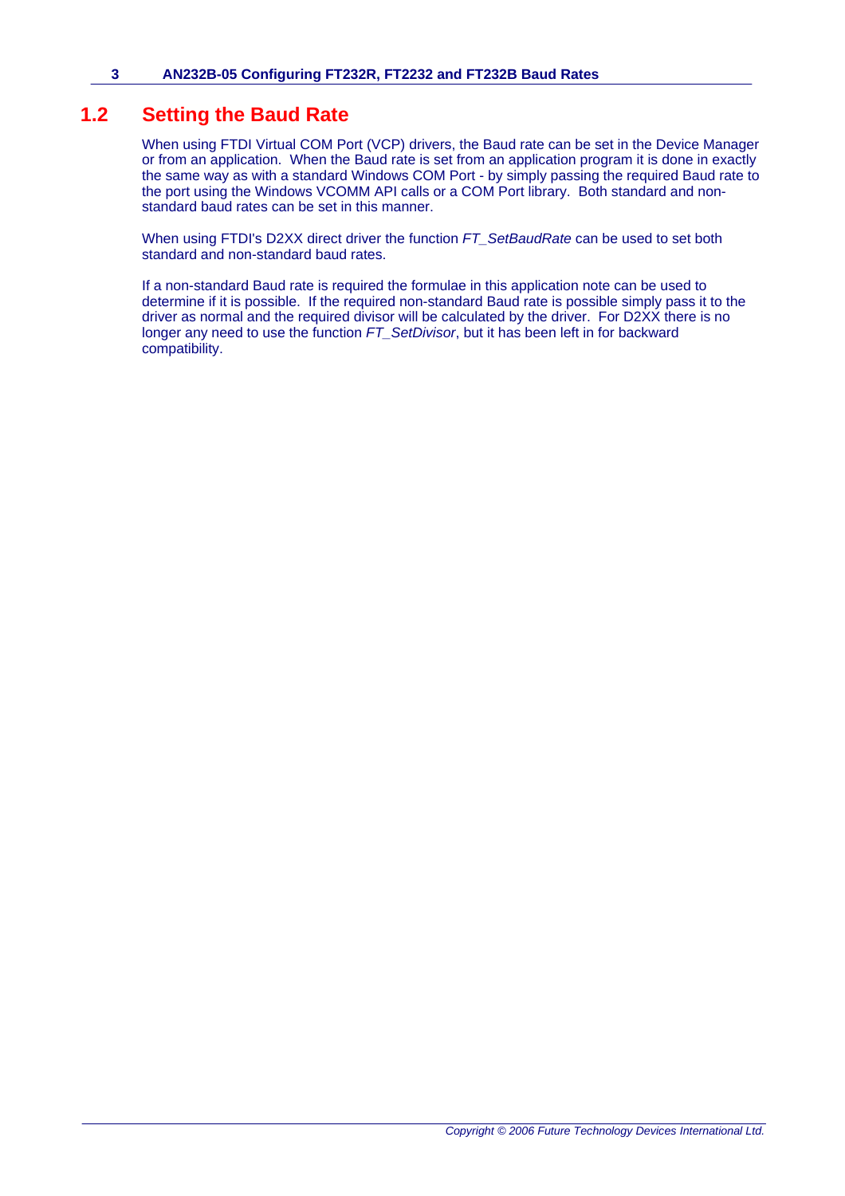## 1.2 Setting the Baud Rate

When using FTDI Virtual COM Port (VCP) drivers, the Baud rate can be set in the Device Manager or from an application. When the Baud rate is set from an application program it is done in exactly the same way as with a standard Windows COM Port - by simply passing the required Baud rate to the port using the Windows VCOMM API calls or a COM Port library. Both standard and non-standard baud rates can be set in this manner.

When using FTDI's D2XX direct driver the function *FT_SetBaudRate* can be used to set both standard and non-standard baud rates.

If a non-standard Baud rate is required the formulae in this application note can be used to determine if it is possible. If the required non-standard Baud rate is possible simply pass it to the driver as normal and the required divisor will be calculated by the driver. For D2XX there is no longer any need to use the function *FT_SetDivisor*, but it has been left in for backward compatibility.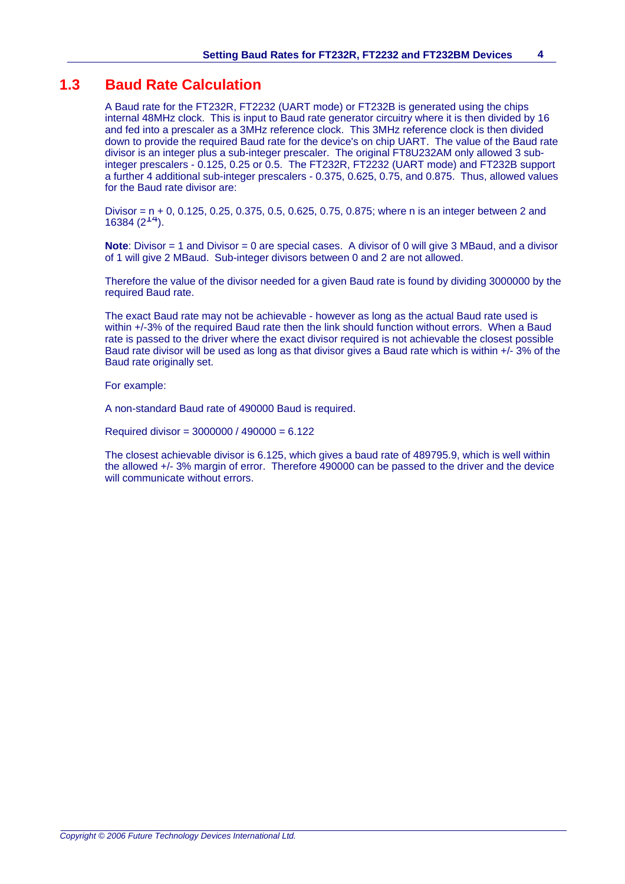## 1.3 Baud Rate Calculation

A Baud rate for the FT232R, FT2232 (UART mode) or FT232B is generated using the chips internal 48MHz clock. This is input to Baud rate generator circuitry where it is then divided by 16 and fed into a prescaler as a 3MHz reference clock. This 3MHz reference clock is then divided down to provide the required Baud rate for the device's on chip UART. The value of the Baud rate divisor is an integer plus a sub-integer prescaler. The original FT8U232AM only allowed 3 sub-integer prescalers - 0.125, 0.25 or 0.5. The FT232R, FT2232 (UART mode) and FT232B support a further 4 additional sub-integer prescalers - 0.375, 0.625, 0.75, and 0.875. Thus, allowed values for the Baud rate divisor are:

Divisor = n + 0, 0.125, 0.25, 0.375, 0.5, 0.625, 0.75, 0.875; where n is an integer between 2 and 16384 ($2^{14}$).

**Note**: Divisor = 1 and Divisor = 0 are special cases. A divisor of 0 will give 3 MBaud, and a divisor of 1 will give 2 MBaud. Sub-integer divisors between 0 and 2 are not allowed.

Therefore the value of the divisor needed for a given Baud rate is found by dividing 3000000 by the required Baud rate.

The exact Baud rate may not be achievable - however as long as the actual Baud rate used is within +/-3% of the required Baud rate then the link should function without errors. When a Baud rate is passed to the driver where the exact divisor required is not achievable the closest possible Baud rate divisor will be used as long as that divisor gives a Baud rate which is within +/- 3% of the Baud rate originally set.

For example:

A non-standard Baud rate of 490000 Baud is required.

Required divisor = 3000000 / 490000 = 6.122

The closest achievable divisor is 6.125, which gives a baud rate of 489795.9, which is well within the allowed +/- 3% margin of error. Therefore 490000 can be passed to the driver and the device will communicate without errors.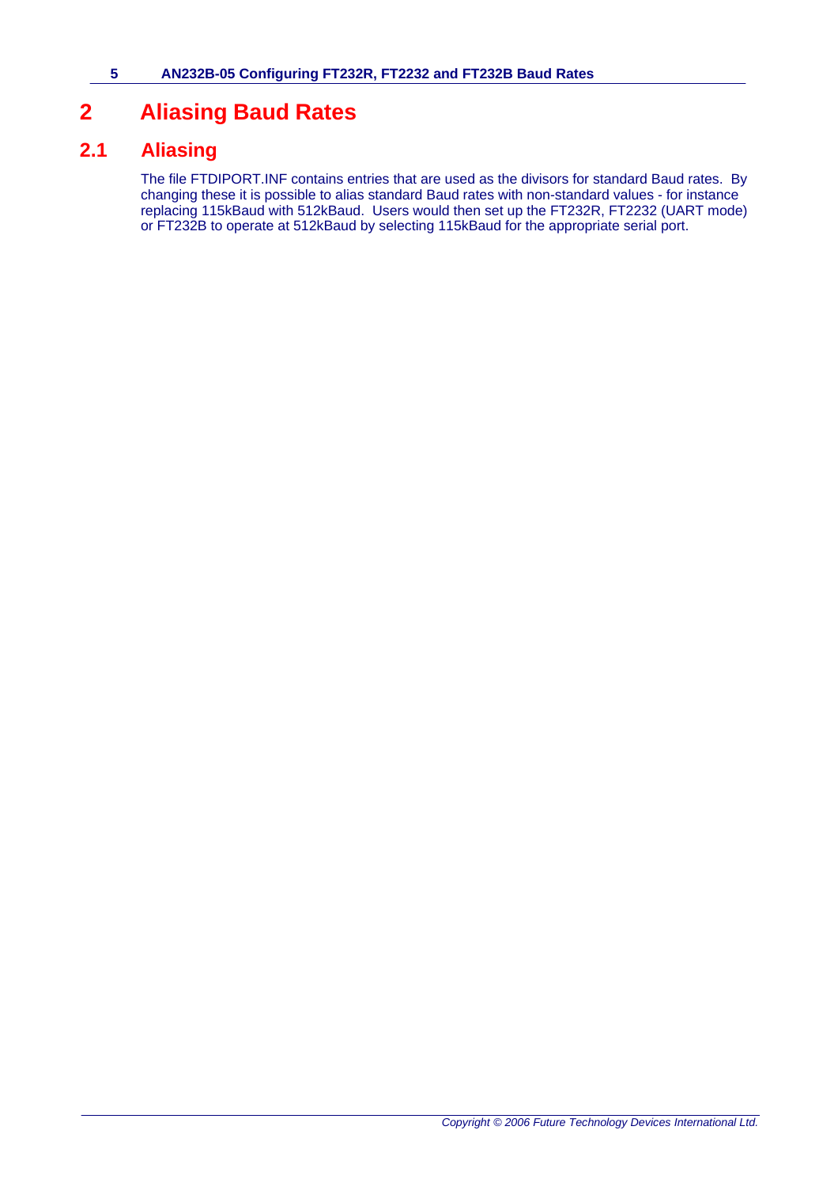# 2 Aliasing Baud Rates

## 2.1 Aliasing

The file FTDIPORT.INF contains entries that are used as the divisors for standard Baud rates. By changing these it is possible to alias standard Baud rates with non-standard values - for instance replacing 115kBaud with 512kBaud. Users would then set up the FT232R, FT2232 (UART mode) or FT232B to operate at 512kBaud by selecting 115kBaud for the appropriate serial port.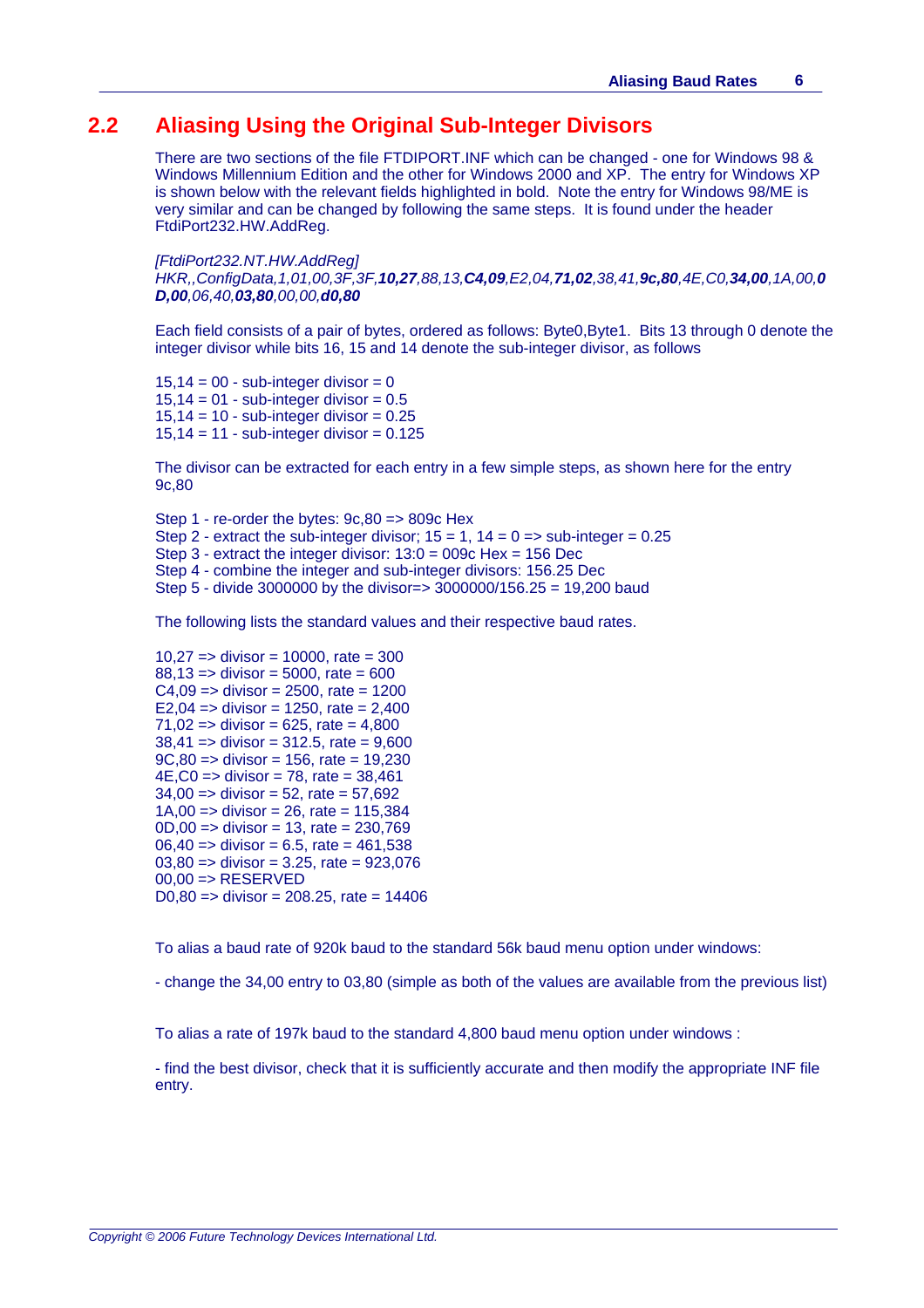## 2.2 Aliasing Using the Original Sub-Integer Divisors

There are two sections of the file FTDIPORT.INF which can be changed - one for Windows 98 & Windows Millennium Edition and the other for Windows 2000 and XP. The entry for Windows XP is shown below with the relevant fields highlighted in bold. Note the entry for Windows 98/ME is very similar and can be changed by following the same steps. It is found under the header FtdiPort232.HW.AddReg.

*[FtdiPort232.NT.HW.AddReg]*
*HKR,,ConfigData,1,01,00,3F,3F,**10,27**,88,13,**C4,09**,E2,04,**71,02**,38,41,**9c,80**,4E,C0,**34,00**,1A,00,**0D,00**,06,40,**03,80**,00,00,**d0,80***

Each field consists of a pair of bytes, ordered as follows: Byte0,Byte1. Bits 13 through 0 denote the integer divisor while bits 16, 15 and 14 denote the sub-integer divisor, as follows

15,14 = 00 - sub-integer divisor = 0
15,14 = 01 - sub-integer divisor = 0.5
15,14 = 10 - sub-integer divisor = 0.25
15,14 = 11 - sub-integer divisor = 0.125

The divisor can be extracted for each entry in a few simple steps, as shown here for the entry 9c,80

Step 1 - re-order the bytes: 9c,80 => 809c Hex
Step 2 - extract the sub-integer divisor; 15 = 1, 14 = 0 => sub-integer = 0.25
Step 3 - extract the integer divisor: 13:0 = 009c Hex = 156 Dec
Step 4 - combine the integer and sub-integer divisors: 156.25 Dec
Step 5 - divide 3000000 by the divisor=> 3000000/156.25 = 19,200 baud

The following lists the standard values and their respective baud rates.

10,27 => divisor = 10000, rate = 300
88,13 => divisor = 5000, rate = 600
C4,09 => divisor = 2500, rate = 1200
E2,04 => divisor = 1250, rate = 2,400
71,02 => divisor = 625, rate = 4,800
38,41 => divisor = 312.5, rate = 9,600
9C,80 => divisor = 156, rate = 19,230
4E,C0 => divisor = 78, rate = 38,461
34,00 => divisor = 52, rate = 57,692
1A,00 => divisor = 26, rate = 115,384
0D,00 => divisor = 13, rate = 230,769
06,40 => divisor = 6.5, rate = 461,538
03,80 => divisor = 3.25, rate = 923,076
00,00 => RESERVED
D0,80 => divisor = 208.25, rate = 14406

To alias a baud rate of 920k baud to the standard 56k baud menu option under windows:

- change the 34,00 entry to 03,80 (simple as both of the values are available from the previous list)

To alias a rate of 197k baud to the standard 4,800 baud menu option under windows :

- find the best divisor, check that it is sufficiently accurate and then modify the appropriate INF file entry.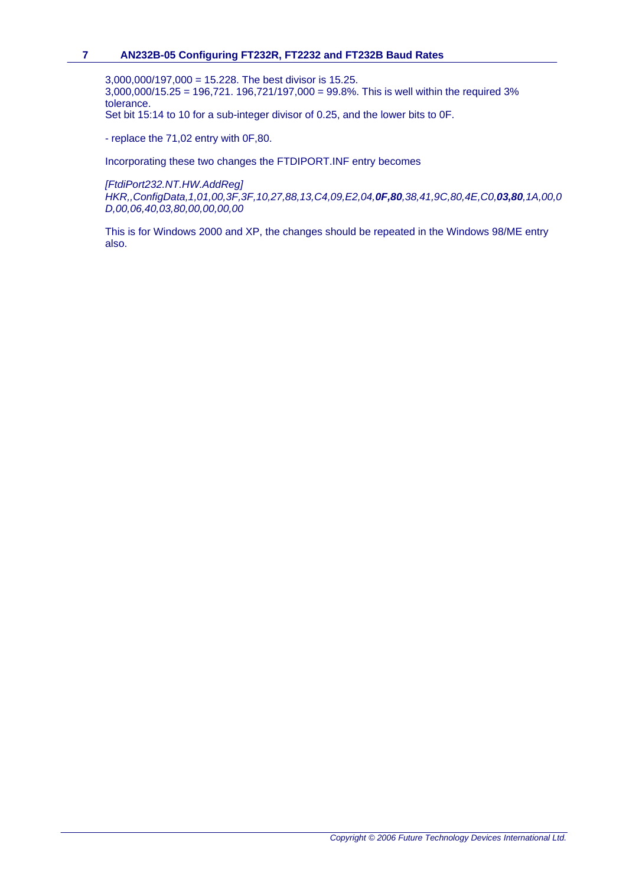3,000,000/197,000 = 15.228. The best divisor is 15.25.
3,000,000/15.25 = 196,721. 196,721/197,000 = 99.8%. This is well within the required 3% tolerance.
Set bit 15:14 to 10 for a sub-integer divisor of 0.25, and the lower bits to 0F.

- replace the 71,02 entry with 0F,80.

Incorporating these two changes the FTDIPORT.INF entry becomes

*[FtdiPort232.NT.HW.AddReg]*
*HKR,,ConfigData,1,01,00,3F,3F,10,27,88,13,C4,09,E2,04,**0F,80**,38,41,9C,80,4E,C0,**03,80**,1A,00,0D,00,06,40,03,80,00,00,00,00*

This is for Windows 2000 and XP, the changes should be repeated in the Windows 98/ME entry also.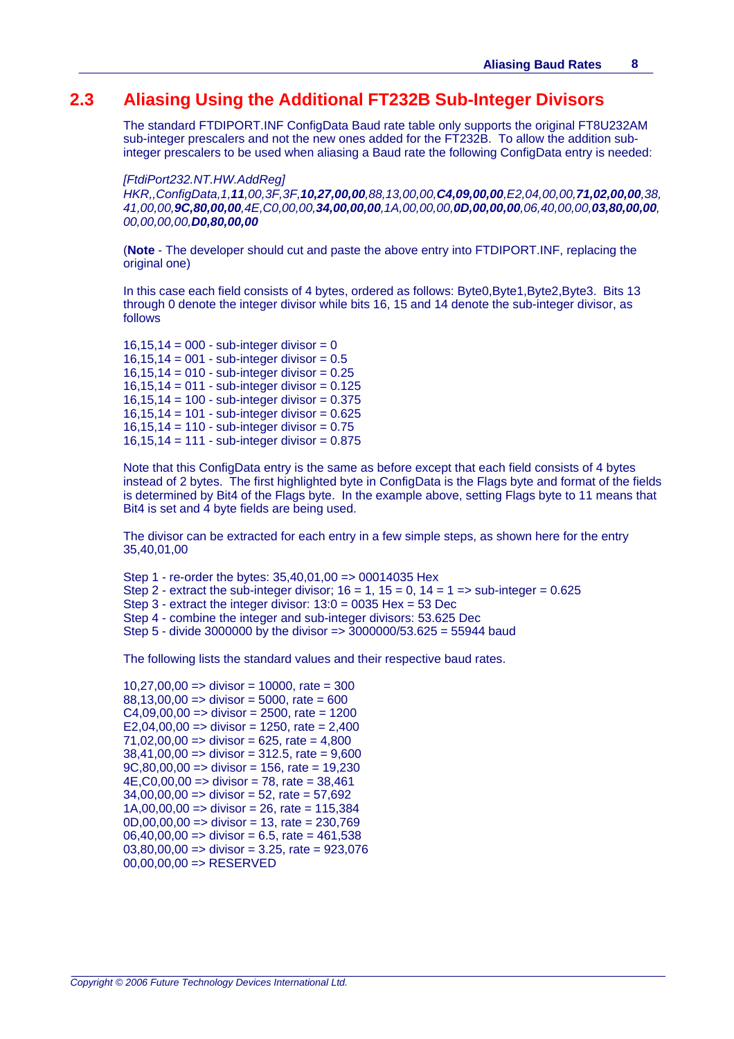## 2.3 Aliasing Using the Additional FT232B Sub-Integer Divisors

The standard FTDIPORT.INF ConfigData Baud rate table only supports the original FT8U232AM sub-integer prescalers and not the new ones added for the FT232B. To allow the addition sub-integer prescalers to be used when aliasing a Baud rate the following ConfigData entry is needed:

*[FtdiPort232.NT.HW.AddReg]*
*HKR,,ConfigData,1,**11**,00,3F,3F,**10,27,00,00**,88,13,00,00,**C4,09,00,00**,E2,04,00,00,**71,02,00,00**,38,41,00,00,**9C,80,00,00**,4E,C0,00,00,**34,00,00,00**,1A,00,00,00,**0D,00,00,00**,06,40,00,00,**03,80,00,00**,00,00,00,00,**D0,80,00,00***

(**Note** - The developer should cut and paste the above entry into FTDIPORT.INF, replacing the original one)

In this case each field consists of 4 bytes, ordered as follows: Byte0,Byte1,Byte2,Byte3. Bits 13 through 0 denote the integer divisor while bits 16, 15 and 14 denote the sub-integer divisor, as follows

16,15,14 = 000 - sub-integer divisor = 0
16,15,14 = 001 - sub-integer divisor = 0.5
16,15,14 = 010 - sub-integer divisor = 0.25
16,15,14 = 011 - sub-integer divisor = 0.125
16,15,14 = 100 - sub-integer divisor = 0.375
16,15,14 = 101 - sub-integer divisor = 0.625
16,15,14 = 110 - sub-integer divisor = 0.75
16,15,14 = 111 - sub-integer divisor = 0.875

Note that this ConfigData entry is the same as before except that each field consists of 4 bytes instead of 2 bytes. The first highlighted byte in ConfigData is the Flags byte and format of the fields is determined by Bit4 of the Flags byte. In the example above, setting Flags byte to 11 means that Bit4 is set and 4 byte fields are being used.

The divisor can be extracted for each entry in a few simple steps, as shown here for the entry 35,40,01,00

Step 1 - re-order the bytes: 35,40,01,00 => 00014035 Hex
Step 2 - extract the sub-integer divisor; 16 = 1, 15 = 0, 14 = 1 => sub-integer = 0.625
Step 3 - extract the integer divisor: 13:0 = 0035 Hex = 53 Dec
Step 4 - combine the integer and sub-integer divisors: 53.625 Dec
Step 5 - divide 3000000 by the divisor => 3000000/53.625 = 55944 baud

The following lists the standard values and their respective baud rates.

10,27,00,00 => divisor = 10000, rate = 300
88,13,00,00 => divisor = 5000, rate = 600
C4,09,00,00 => divisor = 2500, rate = 1200
E2,04,00,00 => divisor = 1250, rate = 2,400
71,02,00,00 => divisor = 625, rate = 4,800
38,41,00,00 => divisor = 312.5, rate = 9,600
9C,80,00,00 => divisor = 156, rate = 19,230
4E,C0,00,00 => divisor = 78, rate = 38,461
34,00,00,00 => divisor = 52, rate = 57,692
1A,00,00,00 => divisor = 26, rate = 115,384
0D,00,00,00 => divisor = 13, rate = 230,769
06,40,00,00 => divisor = 6.5, rate = 461,538
03,80,00,00 => divisor = 3.25, rate = 923,076
00,00,00,00 => RESERVED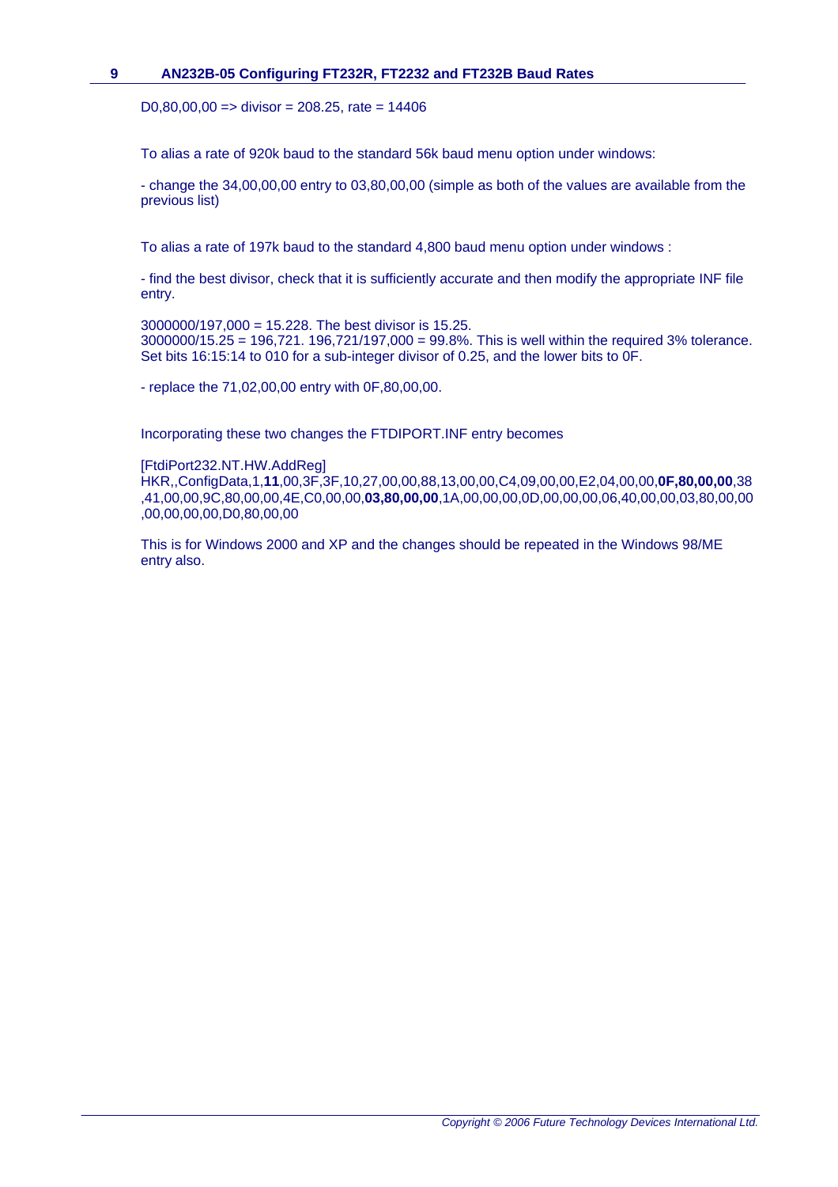D0,80,00,00 => divisor = 208.25, rate = 14406

To alias a rate of 920k baud to the standard 56k baud menu option under windows:

- change the 34,00,00,00 entry to 03,80,00,00 (simple as both of the values are available from the previous list)

To alias a rate of 197k baud to the standard 4,800 baud menu option under windows :

- find the best divisor, check that it is sufficiently accurate and then modify the appropriate INF file entry.

3000000/197,000 = 15.228. The best divisor is 15.25.
3000000/15.25 = 196,721. 196,721/197,000 = 99.8%. This is well within the required 3% tolerance.
Set bits 16:15:14 to 010 for a sub-integer divisor of 0.25, and the lower bits to 0F.

- replace the 71,02,00,00 entry with 0F,80,00,00.

Incorporating these two changes the FTDIPORT.INF entry becomes

[FtdiPort232.NT.HW.AddReg]
HKR,,ConfigData,1,**11**,00,3F,3F,10,27,00,00,88,13,00,00,C4,09,00,00,E2,04,00,00,**0F,80,00,00**,38,41,00,00,9C,80,00,00,4E,C0,00,00,**03,80,00,00**,1A,00,00,00,0D,00,00,00,06,40,00,00,03,80,00,00,00,00,00,00,D0,80,00,00

This is for Windows 2000 and XP and the changes should be repeated in the Windows 98/ME entry also.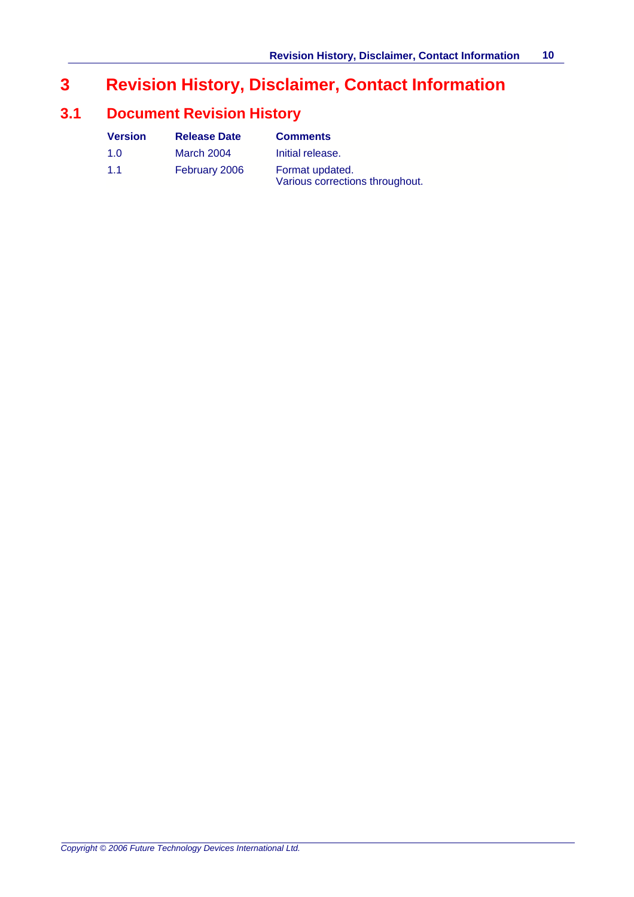# 3 Revision History, Disclaimer, Contact Information

## 3.1 Document Revision History

| Version | Release Date | Comments |
|---|---|---|
| 1.0 | March 2004 | Initial release. |
| 1.1 | February 2006 | Format updated.<br>Various corrections throughout. |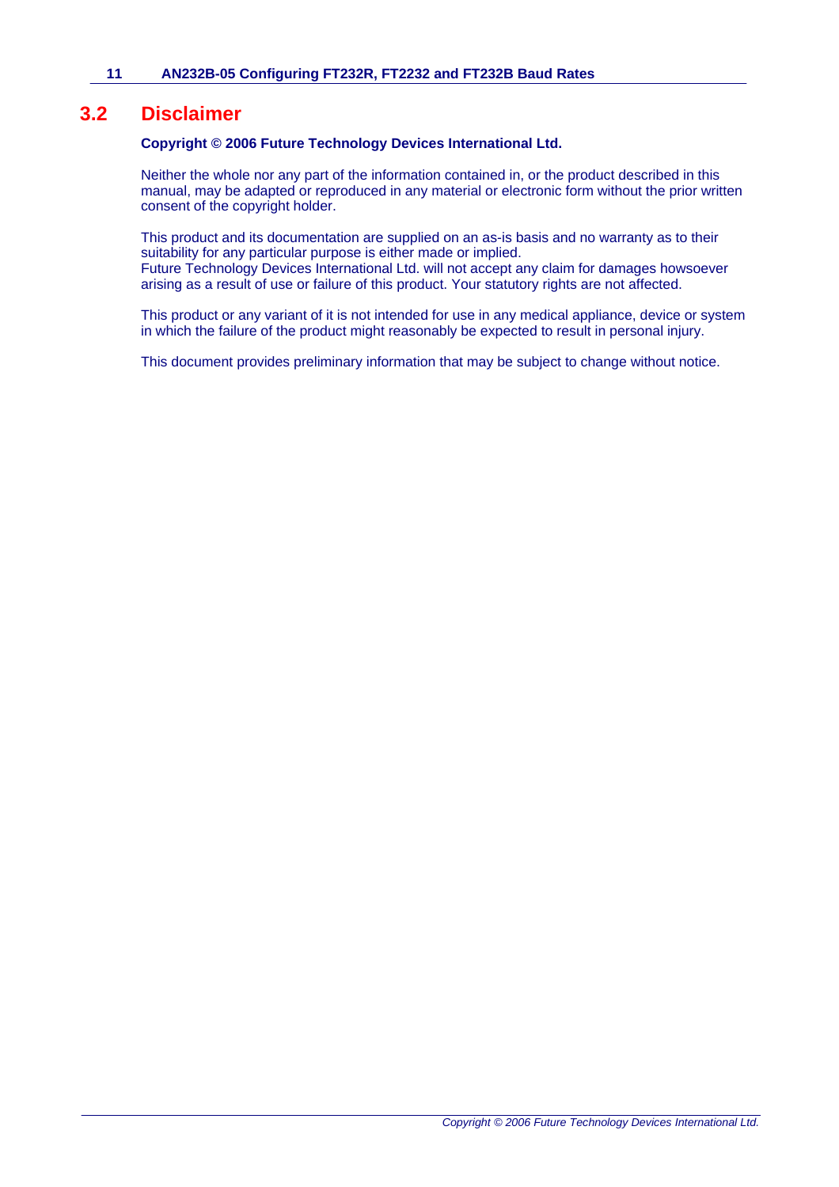## 3.2 Disclaimer

**Copyright © 2006 Future Technology Devices International Ltd.**

Neither the whole nor any part of the information contained in, or the product described in this manual, may be adapted or reproduced in any material or electronic form without the prior written consent of the copyright holder.

This product and its documentation are supplied on an as-is basis and no warranty as to their suitability for any particular purpose is either made or implied.
Future Technology Devices International Ltd. will not accept any claim for damages howsoever arising as a result of use or failure of this product. Your statutory rights are not affected.

This product or any variant of it is not intended for use in any medical appliance, device or system in which the failure of the product might reasonably be expected to result in personal injury.

This document provides preliminary information that may be subject to change without notice.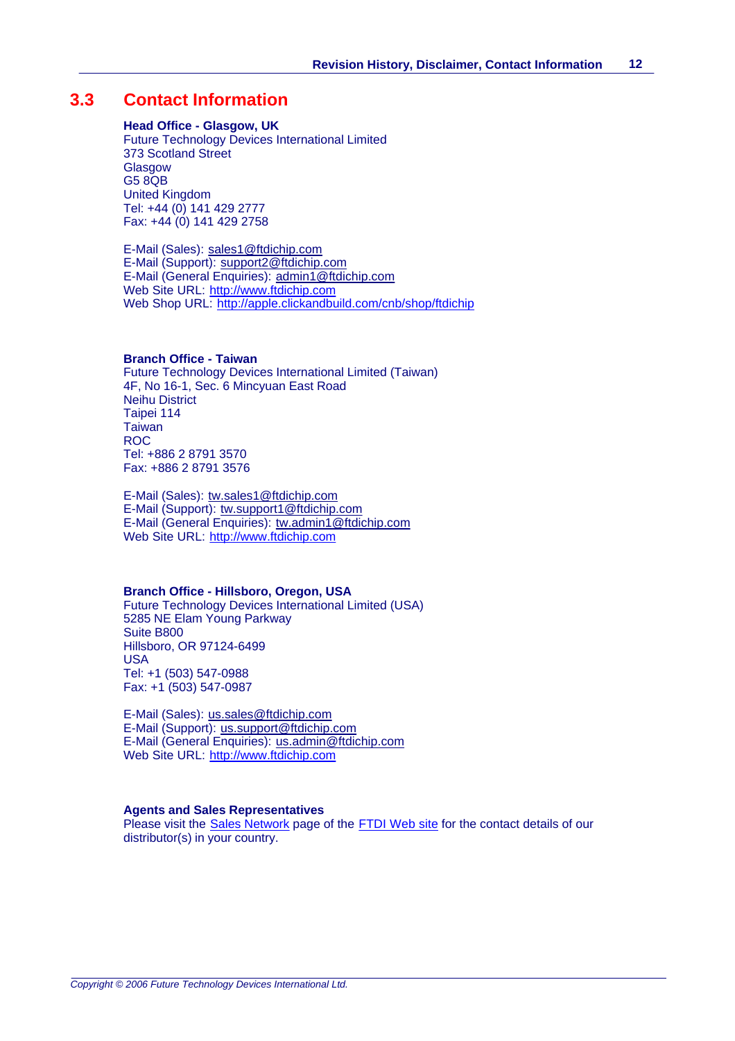## 3.3 Contact Information

**Head Office - Glasgow, UK**
Future Technology Devices International Limited
373 Scotland Street
Glasgow
G5 8QB
United Kingdom
Tel: +44 (0) 141 429 2777
Fax: +44 (0) 141 429 2758

E-Mail (Sales): sales1@ftdichip.com
E-Mail (Support): support2@ftdichip.com
E-Mail (General Enquiries): admin1@ftdichip.com
Web Site URL: http://www.ftdichip.com
Web Shop URL: http://apple.clickandbuild.com/cnb/shop/ftdichip

**Branch Office - Taiwan**
Future Technology Devices International Limited (Taiwan)
4F, No 16-1, Sec. 6 Mincyuan East Road
Neihu District
Taipei 114
Taiwan
ROC
Tel: +886 2 8791 3570
Fax: +886 2 8791 3576

E-Mail (Sales): tw.sales1@ftdichip.com
E-Mail (Support): tw.support1@ftdichip.com
E-Mail (General Enquiries): tw.admin1@ftdichip.com
Web Site URL: http://www.ftdichip.com

**Branch Office - Hillsboro, Oregon, USA**
Future Technology Devices International Limited (USA)
5285 NE Elam Young Parkway
Suite B800
Hillsboro, OR 97124-6499
USA
Tel: +1 (503) 547-0988
Fax: +1 (503) 547-0987

E-Mail (Sales): us.sales@ftdichip.com
E-Mail (Support): us.support@ftdichip.com
E-Mail (General Enquiries): us.admin@ftdichip.com
Web Site URL: http://www.ftdichip.com

**Agents and Sales Representatives**
Please visit the Sales Network page of the FTDI Web site for the contact details of our distributor(s) in your country.

*Copyright © 2006 Future Technology Devices International Ltd.*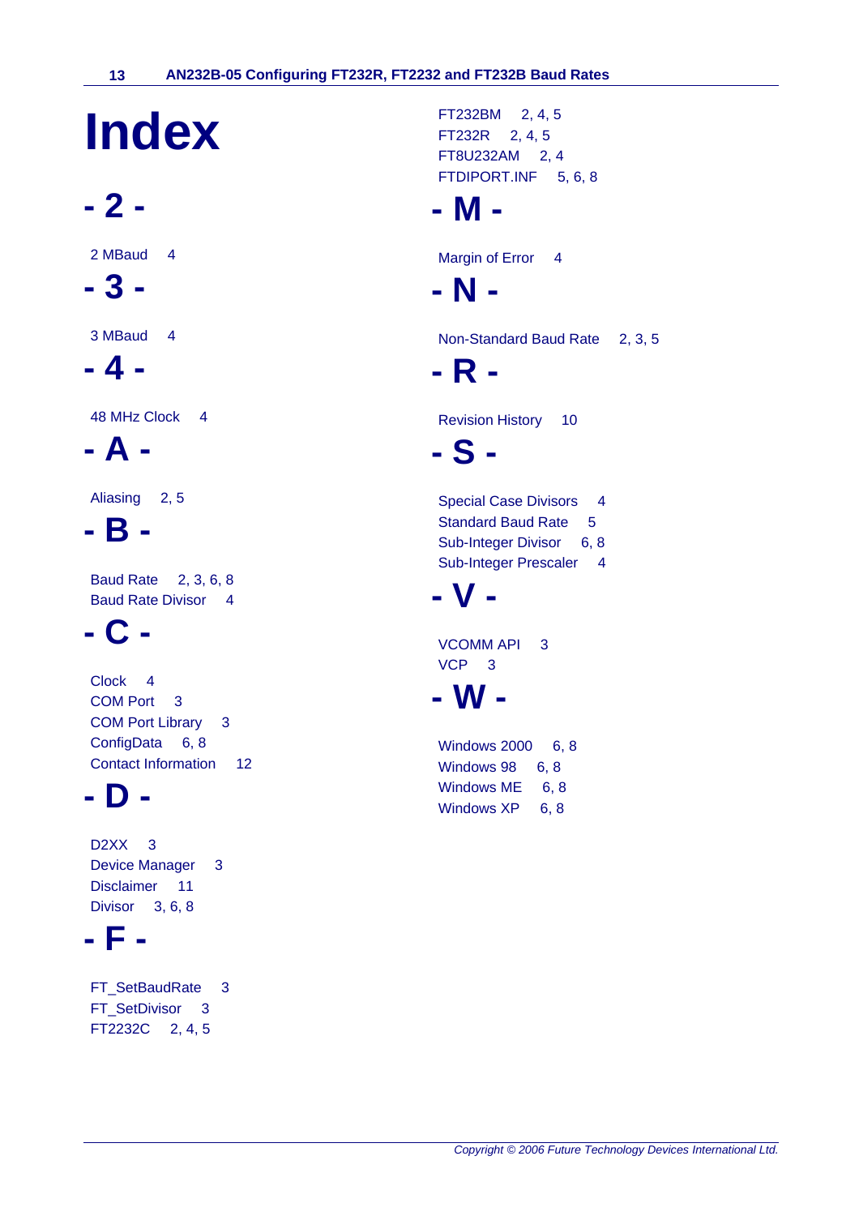# Index

## - 2 -

2 MBaud 4

## - 3 -

3 MBaud 4

## - 4 -

48 MHz Clock 4

## - A -

Aliasing 2, 5

## - B -

Baud Rate 2, 3, 6, 8
Baud Rate Divisor 4

## - C -

Clock 4
COM Port 3
COM Port Library 3
ConfigData 6, 8
Contact Information 12

## - D -

D2XX 3
Device Manager 3
Disclaimer 11
Divisor 3, 6, 8

## - F -

FT_SetBaudRate 3
FT_SetDivisor 3
FT2232C 2, 4, 5
FT232BM 2, 4, 5
FT232R 2, 4, 5
FT8U232AM 2, 4
FTDIPORT.INF 5, 6, 8

## - M -

Margin of Error 4

## - N -

Non-Standard Baud Rate 2, 3, 5

## - R -

Revision History 10

## - S -

Special Case Divisors 4
Standard Baud Rate 5
Sub-Integer Divisor 6, 8
Sub-Integer Prescaler 4

## - V -

VCOMM API 3
VCP 3

## - W -

Windows 2000 6, 8
Windows 98 6, 8
Windows ME 6, 8
Windows XP 6, 8